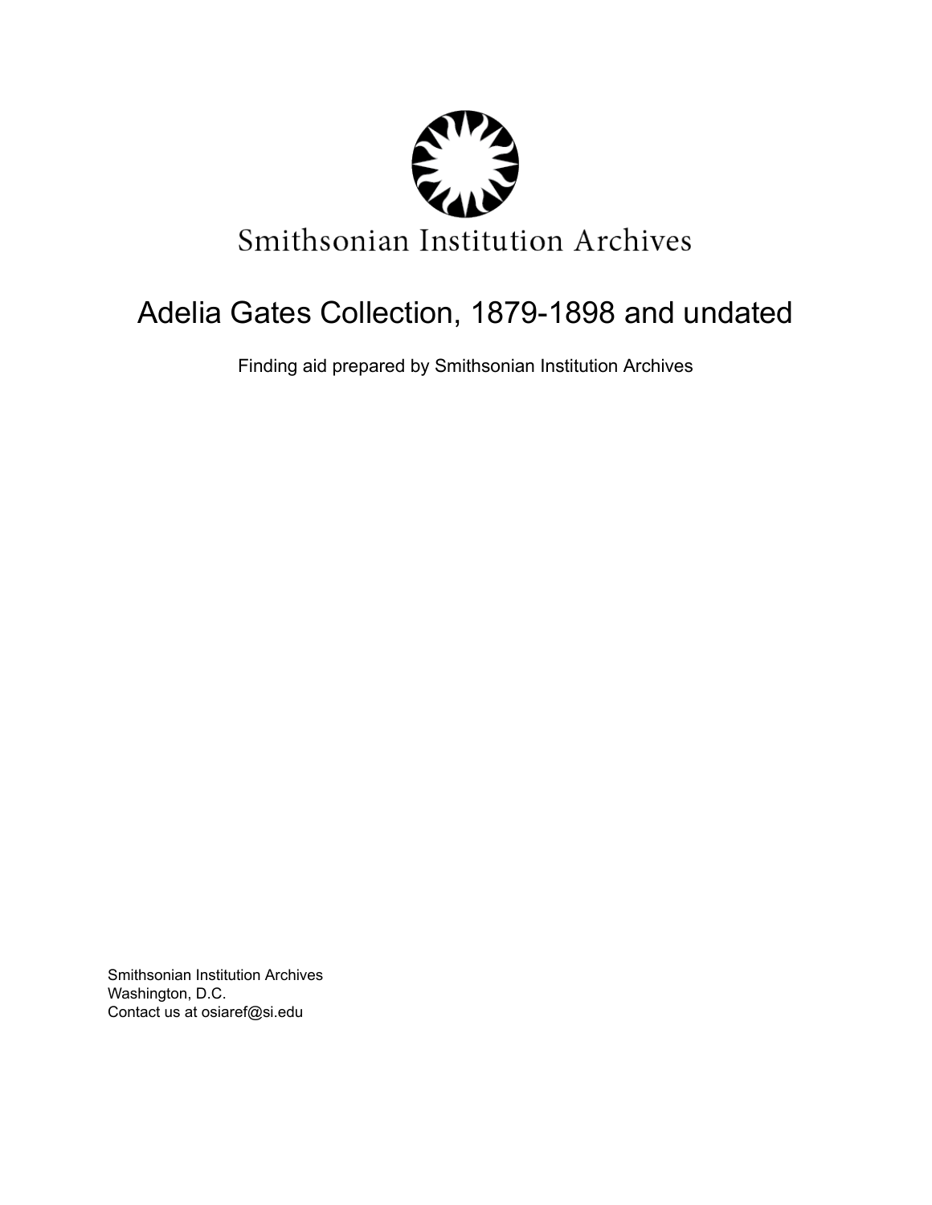Smithsonian Institution Archives

# Adelia Gates Collection, 1879-1898 and undated

Finding aid prepared by Smithsonian Institution Archives

Smithsonian Institution Archives
Washington, D.C.
Contact us at osiaref@si.edu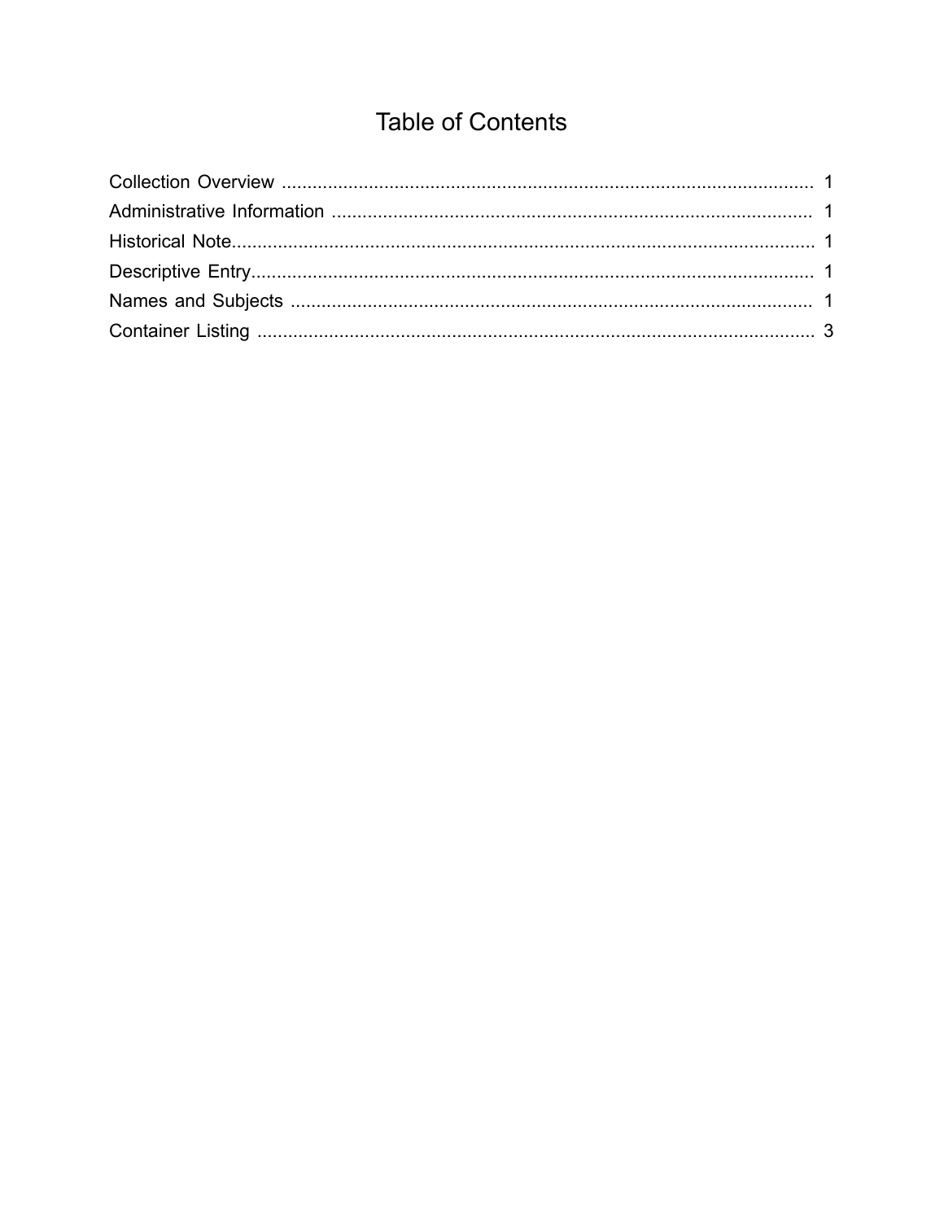# Table of Contents

Collection Overview .......................................................................................................... 1
Administrative Information ............................................................................................. 1
Historical Note.................................................................................................................. 1
Descriptive Entry............................................................................................................. 1
Names and Subjects ...................................................................................................... 1
Container Listing ............................................................................................................ 3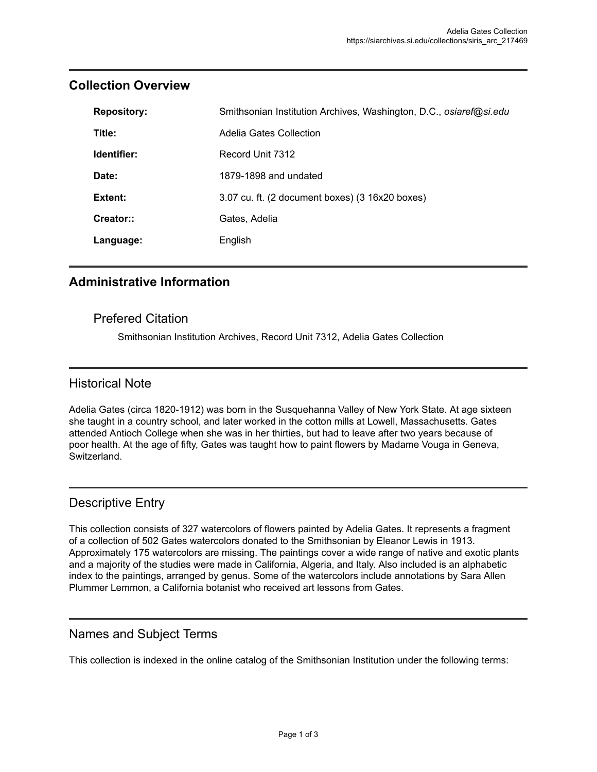## Collection Overview

| | |
|---|---|
| **Repository:** | Smithsonian Institution Archives, Washington, D.C., *osiaref@si.edu* |
| **Title:** | Adelia Gates Collection |
| **Identifier:** | Record Unit 7312 |
| **Date:** | 1879-1898 and undated |
| **Extent:** | 3.07 cu. ft. (2 document boxes) (3 16x20 boxes) |
| **Creator::** | Gates, Adelia |
| **Language:** | English |

## Administrative Information

### Prefered Citation

Smithsonian Institution Archives, Record Unit 7312, Adelia Gates Collection

## Historical Note

Adelia Gates (circa 1820-1912) was born in the Susquehanna Valley of New York State. At age sixteen she taught in a country school, and later worked in the cotton mills at Lowell, Massachusetts. Gates attended Antioch College when she was in her thirties, but had to leave after two years because of poor health. At the age of fifty, Gates was taught how to paint flowers by Madame Vouga in Geneva, Switzerland.

## Descriptive Entry

This collection consists of 327 watercolors of flowers painted by Adelia Gates. It represents a fragment of a collection of 502 Gates watercolors donated to the Smithsonian by Eleanor Lewis in 1913. Approximately 175 watercolors are missing. The paintings cover a wide range of native and exotic plants and a majority of the studies were made in California, Algeria, and Italy. Also included is an alphabetic index to the paintings, arranged by genus. Some of the watercolors include annotations by Sara Allen Plummer Lemmon, a California botanist who received art lessons from Gates.

## Names and Subject Terms

This collection is indexed in the online catalog of the Smithsonian Institution under the following terms: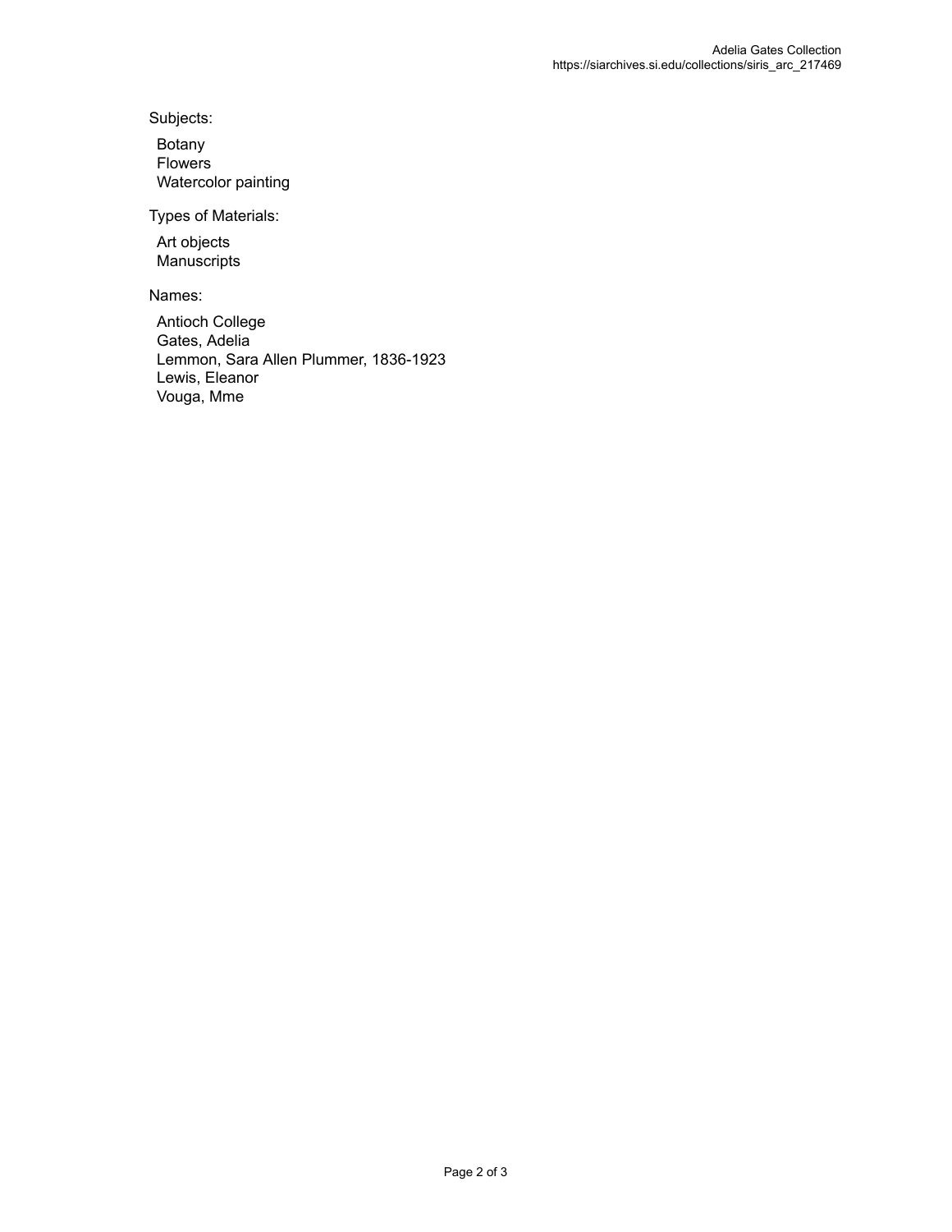Subjects:

- Botany
- Flowers
- Watercolor painting

Types of Materials:

- Art objects
- Manuscripts

Names:

- Antioch College
- Gates, Adelia
- Lemmon, Sara Allen Plummer, 1836-1923
- Lewis, Eleanor
- Vouga, Mme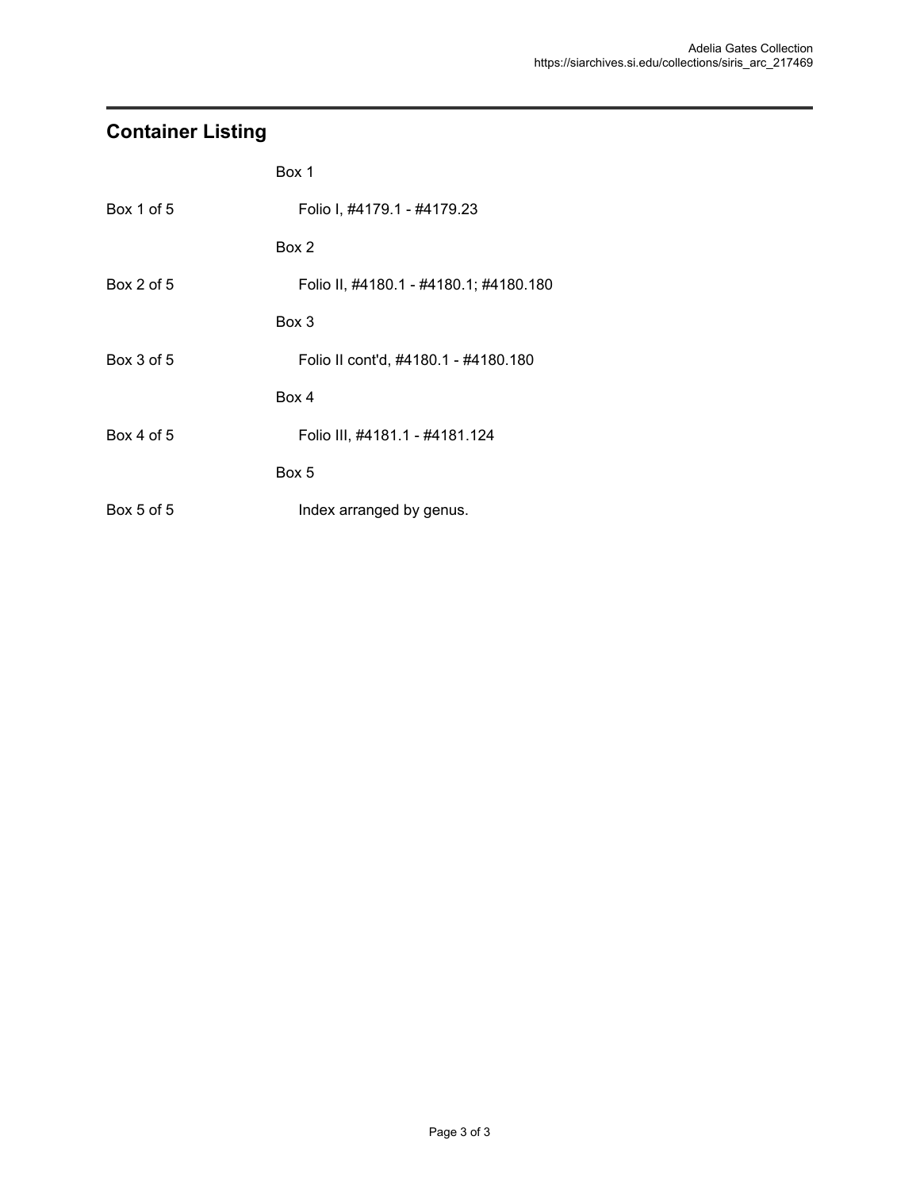## Container Listing

| | |
|---|---|
| | Box 1 |
| Box 1 of 5 | Folio I, #4179.1 - #4179.23 |
| | Box 2 |
| Box 2 of 5 | Folio II, #4180.1 - #4180.1; #4180.180 |
| | Box 3 |
| Box 3 of 5 | Folio II cont'd, #4180.1 - #4180.180 |
| | Box 4 |
| Box 4 of 5 | Folio III, #4181.1 - #4181.124 |
| | Box 5 |
| Box 5 of 5 | Index arranged by genus. |